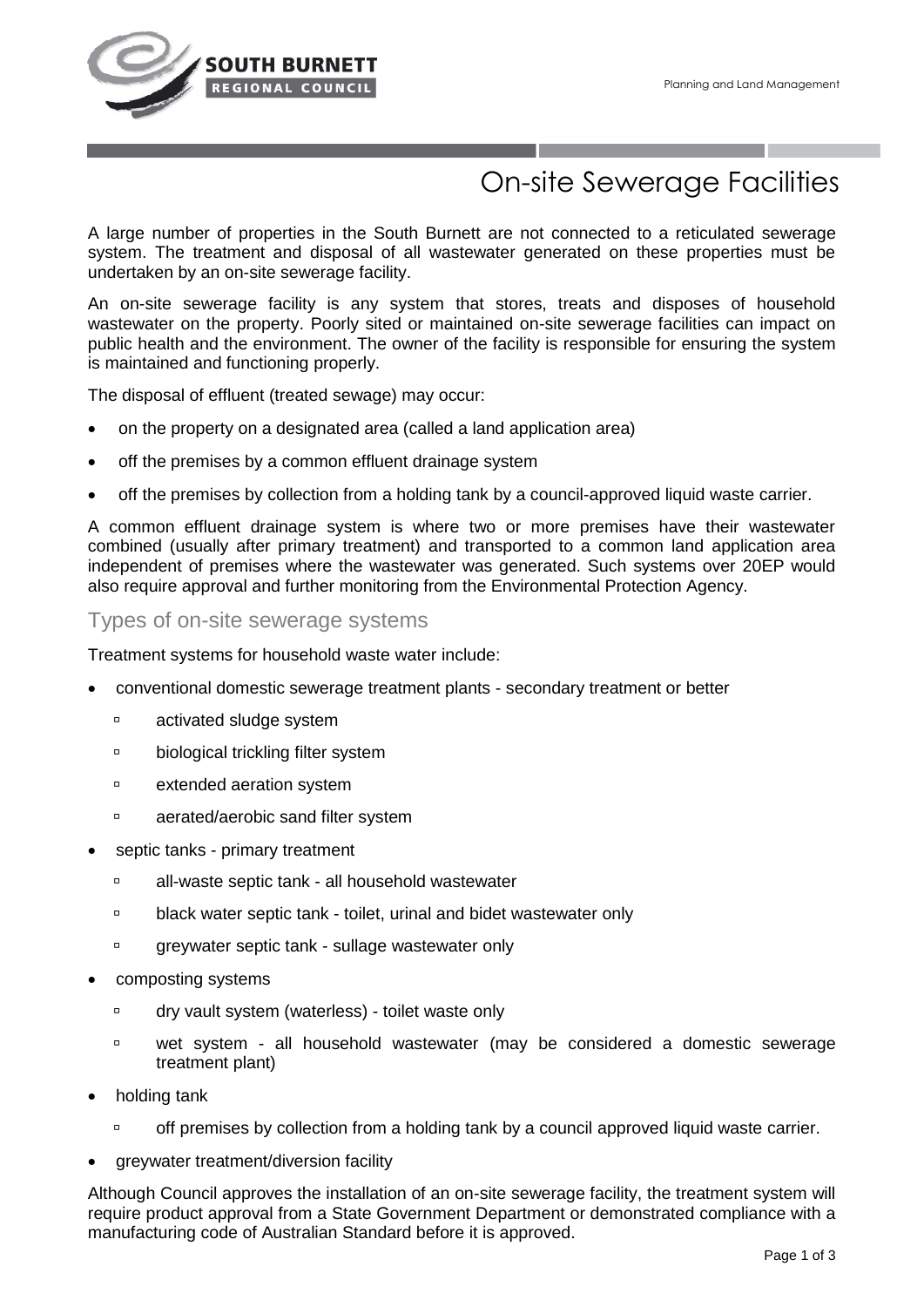# On-site Sewerage Facilities

A large number of properties in the South Burnett are not connected to a reticulated sewerage system. The treatment and disposal of all wastewater generated on these properties must be undertaken by an on-site sewerage facility.

An on-site sewerage facility is any system that stores, treats and disposes of household wastewater on the property. Poorly sited or maintained on-site sewerage facilities can impact on public health and the environment. The owner of the facility is responsible for ensuring the system is maintained and functioning properly.

The disposal of effluent (treated sewage) may occur:

- on the property on a designated area (called a land application area)
- off the premises by a common effluent drainage system
- off the premises by collection from a holding tank by a council-approved liquid waste carrier.

A common effluent drainage system is where two or more premises have their wastewater combined (usually after primary treatment) and transported to a common land application area independent of premises where the wastewater was generated. Such systems over 20EP would also require approval and further monitoring from the Environmental Protection Agency.

## Types of on-site sewerage systems

Treatment systems for household waste water include:

- conventional domestic sewerage treatment plants - secondary treatment or better
  - activated sludge system
  - biological trickling filter system
  - extended aeration system
  - aerated/aerobic sand filter system
- septic tanks - primary treatment
  - all-waste septic tank - all household wastewater
  - black water septic tank - toilet, urinal and bidet wastewater only
  - greywater septic tank - sullage wastewater only
- composting systems
  - dry vault system (waterless) - toilet waste only
  - wet system - all household wastewater (may be considered a domestic sewerage treatment plant)
- holding tank
  - off premises by collection from a holding tank by a council approved liquid waste carrier.
- greywater treatment/diversion facility

Although Council approves the installation of an on-site sewerage facility, the treatment system will require product approval from a State Government Department or demonstrated compliance with a manufacturing code of Australian Standard before it is approved.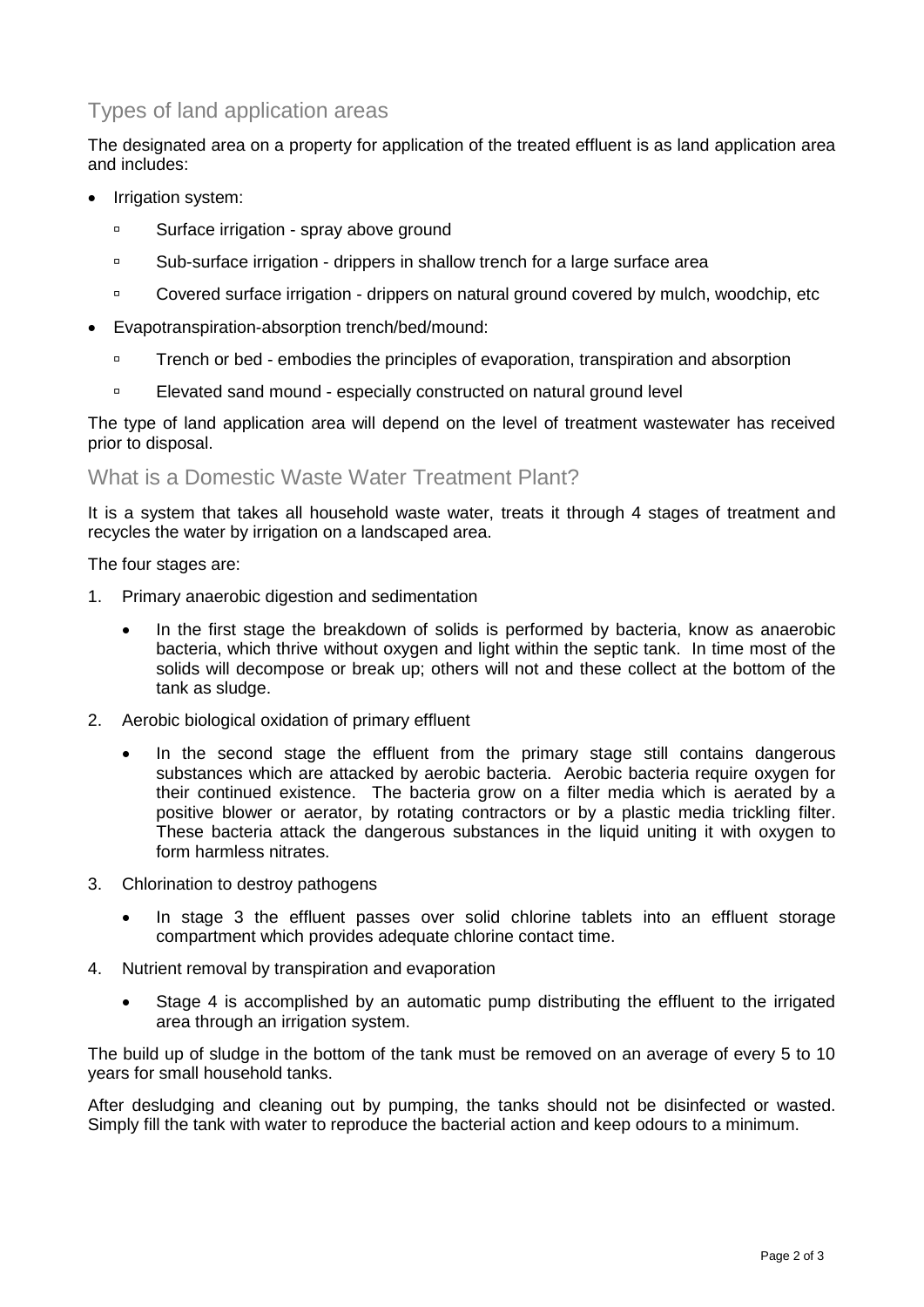## Types of land application areas

The designated area on a property for application of the treated effluent is as land application area and includes:

- Irrigation system:
  - Surface irrigation - spray above ground
  - Sub-surface irrigation - drippers in shallow trench for a large surface area
  - Covered surface irrigation - drippers on natural ground covered by mulch, woodchip, etc
- Evapotranspiration-absorption trench/bed/mound:
  - Trench or bed - embodies the principles of evaporation, transpiration and absorption
  - Elevated sand mound - especially constructed on natural ground level

The type of land application area will depend on the level of treatment wastewater has received prior to disposal.

## What is a Domestic Waste Water Treatment Plant?

It is a system that takes all household waste water, treats it through 4 stages of treatment and recycles the water by irrigation on a landscaped area.

The four stages are:

1. Primary anaerobic digestion and sedimentation
   - In the first stage the breakdown of solids is performed by bacteria, know as anaerobic bacteria, which thrive without oxygen and light within the septic tank. In time most of the solids will decompose or break up; others will not and these collect at the bottom of the tank as sludge.
2. Aerobic biological oxidation of primary effluent
   - In the second stage the effluent from the primary stage still contains dangerous substances which are attacked by aerobic bacteria. Aerobic bacteria require oxygen for their continued existence. The bacteria grow on a filter media which is aerated by a positive blower or aerator, by rotating contractors or by a plastic media trickling filter. These bacteria attack the dangerous substances in the liquid uniting it with oxygen to form harmless nitrates.
3. Chlorination to destroy pathogens
   - In stage 3 the effluent passes over solid chlorine tablets into an effluent storage compartment which provides adequate chlorine contact time.
4. Nutrient removal by transpiration and evaporation
   - Stage 4 is accomplished by an automatic pump distributing the effluent to the irrigated area through an irrigation system.

The build up of sludge in the bottom of the tank must be removed on an average of every 5 to 10 years for small household tanks.

After desludging and cleaning out by pumping, the tanks should not be disinfected or wasted. Simply fill the tank with water to reproduce the bacterial action and keep odours to a minimum.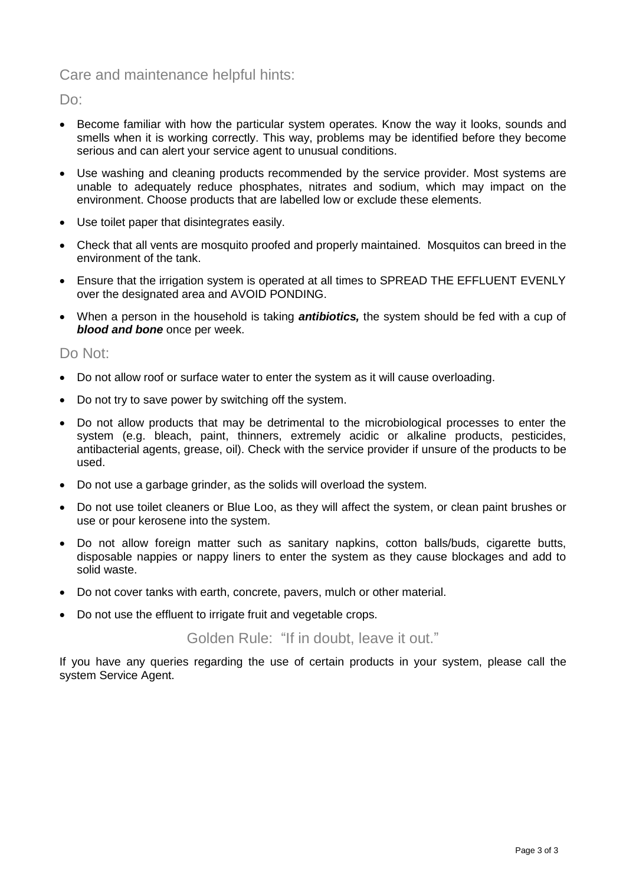## Care and maintenance helpful hints:

### Do:

- Become familiar with how the particular system operates. Know the way it looks, sounds and smells when it is working correctly. This way, problems may be identified before they become serious and can alert your service agent to unusual conditions.
- Use washing and cleaning products recommended by the service provider. Most systems are unable to adequately reduce phosphates, nitrates and sodium, which may impact on the environment. Choose products that are labelled low or exclude these elements.
- Use toilet paper that disintegrates easily.
- Check that all vents are mosquito proofed and properly maintained. Mosquitos can breed in the environment of the tank.
- Ensure that the irrigation system is operated at all times to SPREAD THE EFFLUENT EVENLY over the designated area and AVOID PONDING.
- When a person in the household is taking ***antibiotics,*** the system should be fed with a cup of ***blood and bone*** once per week.

### Do Not:

- Do not allow roof or surface water to enter the system as it will cause overloading.
- Do not try to save power by switching off the system.
- Do not allow products that may be detrimental to the microbiological processes to enter the system (e.g. bleach, paint, thinners, extremely acidic or alkaline products, pesticides, antibacterial agents, grease, oil). Check with the service provider if unsure of the products to be used.
- Do not use a garbage grinder, as the solids will overload the system.
- Do not use toilet cleaners or Blue Loo, as they will affect the system, or clean paint brushes or use or pour kerosene into the system.
- Do not allow foreign matter such as sanitary napkins, cotton balls/buds, cigarette butts, disposable nappies or nappy liners to enter the system as they cause blockages and add to solid waste.
- Do not cover tanks with earth, concrete, pavers, mulch or other material.
- Do not use the effluent to irrigate fruit and vegetable crops.

Golden Rule: "If in doubt, leave it out."

If you have any queries regarding the use of certain products in your system, please call the system Service Agent.